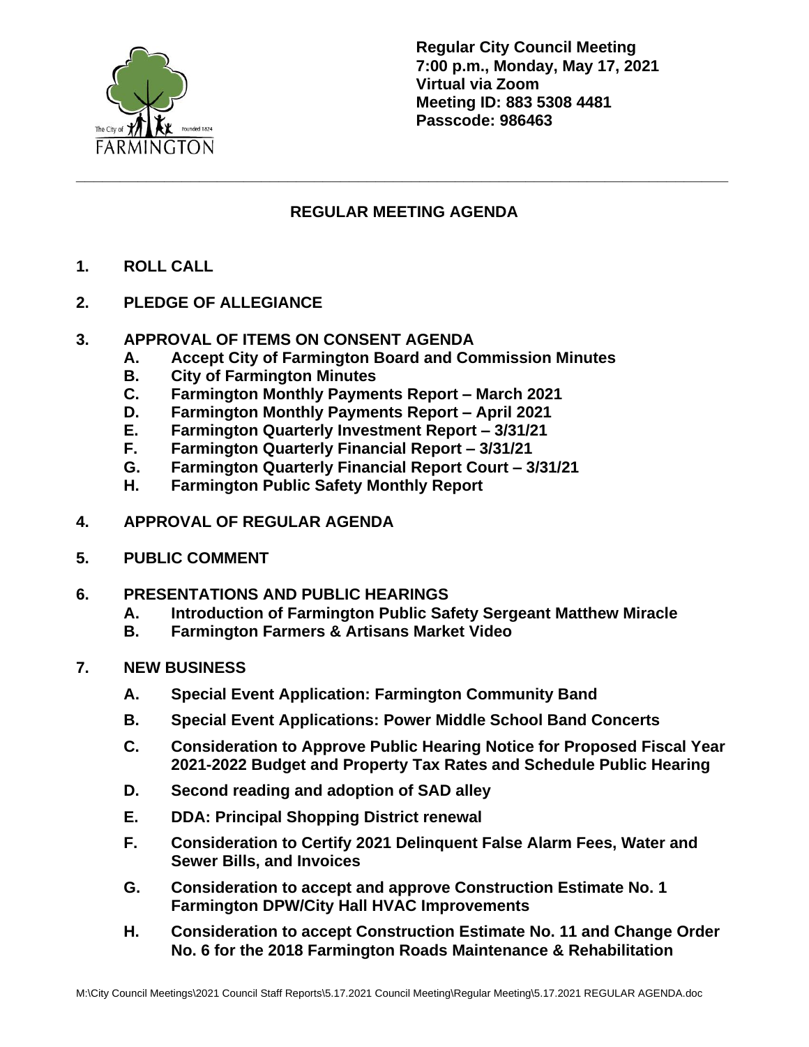**Regular City Council Meeting**
**7:00 p.m., Monday, May 17, 2021**
**Virtual via Zoom**
**Meeting ID: 883 5308 4481**
**Passcode: 986463**

---

## REGULAR MEETING AGENDA

**1. ROLL CALL**

**2. PLEDGE OF ALLEGIANCE**

**3. APPROVAL OF ITEMS ON CONSENT AGENDA**
- **A. Accept City of Farmington Board and Commission Minutes**
- **B. City of Farmington Minutes**
- **C. Farmington Monthly Payments Report – March 2021**
- **D. Farmington Monthly Payments Report – April 2021**
- **E. Farmington Quarterly Investment Report – 3/31/21**
- **F. Farmington Quarterly Financial Report – 3/31/21**
- **G. Farmington Quarterly Financial Report Court – 3/31/21**
- **H. Farmington Public Safety Monthly Report**

**4. APPROVAL OF REGULAR AGENDA**

**5. PUBLIC COMMENT**

**6. PRESENTATIONS AND PUBLIC HEARINGS**
- **A. Introduction of Farmington Public Safety Sergeant Matthew Miracle**
- **B. Farmington Farmers & Artisans Market Video**

**7. NEW BUSINESS**
- **A. Special Event Application: Farmington Community Band**
- **B. Special Event Applications: Power Middle School Band Concerts**
- **C. Consideration to Approve Public Hearing Notice for Proposed Fiscal Year 2021-2022 Budget and Property Tax Rates and Schedule Public Hearing**
- **D. Second reading and adoption of SAD alley**
- **E. DDA: Principal Shopping District renewal**
- **F. Consideration to Certify 2021 Delinquent False Alarm Fees, Water and Sewer Bills, and Invoices**
- **G. Consideration to accept and approve Construction Estimate No. 1 Farmington DPW/City Hall HVAC Improvements**
- **H. Consideration to accept Construction Estimate No. 11 and Change Order No. 6 for the 2018 Farmington Roads Maintenance & Rehabilitation**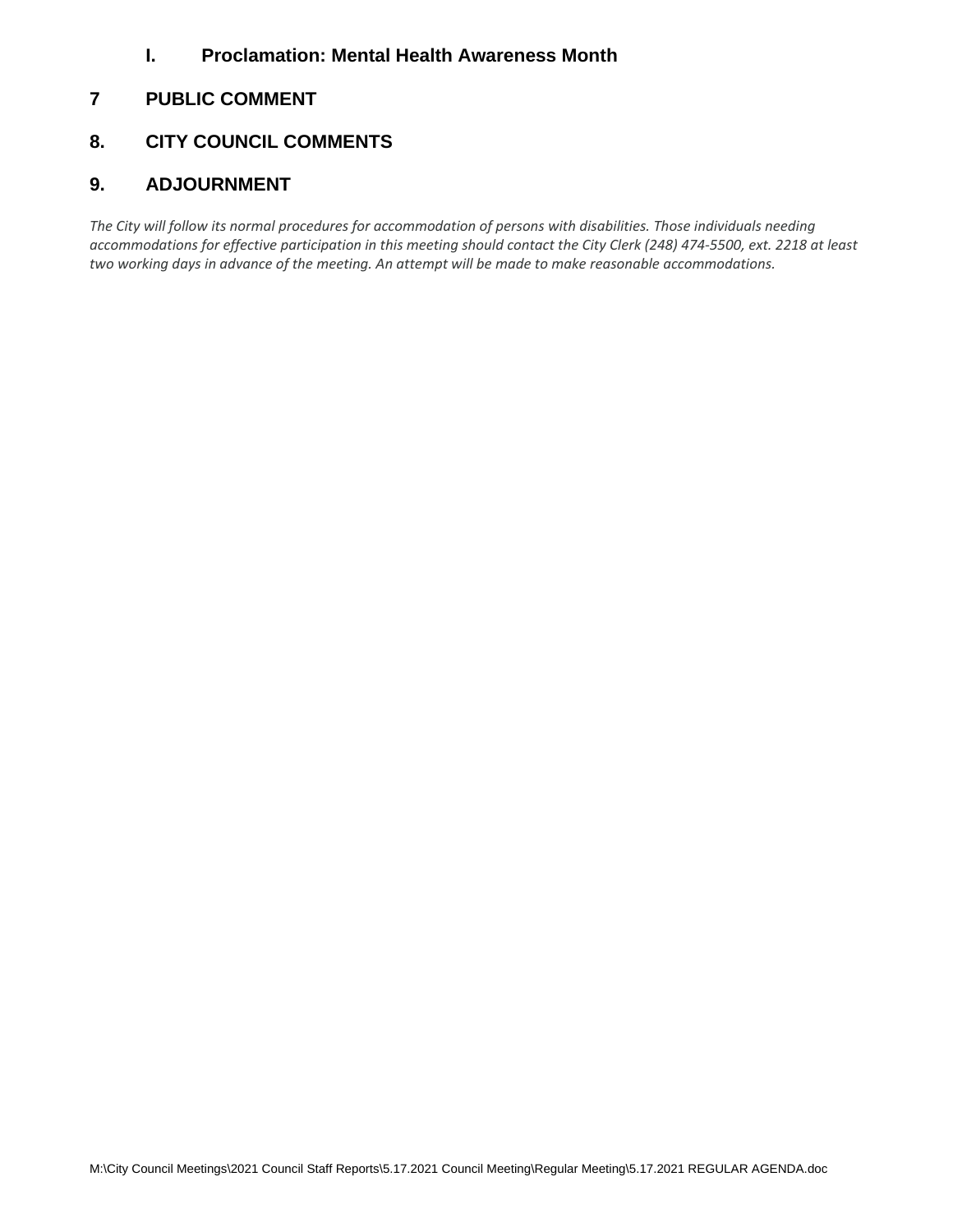### I. Proclamation: Mental Health Awareness Month

## 7 PUBLIC COMMENT

## 8. CITY COUNCIL COMMENTS

## 9. ADJOURNMENT

*The City will follow its normal procedures for accommodation of persons with disabilities. Those individuals needing accommodations for effective participation in this meeting should contact the City Clerk (248) 474-5500, ext. 2218 at least two working days in advance of the meeting. An attempt will be made to make reasonable accommodations.*